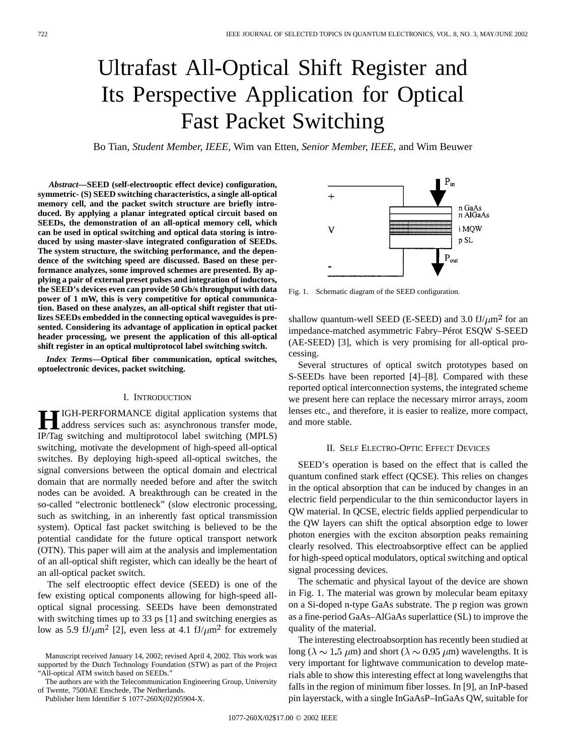# Ultrafast All-Optical Shift Register and Its Perspective Application for Optical Fast Packet Switching

Bo Tian, *Student Member, IEEE*, Wim van Etten, *Senior Member, IEEE*, and Wim Beuwer

***Abstract*—SEED (self-electrooptic effect device) configuration, symmetric- (S) SEED switching characteristics, a single all-optical memory cell, and the packet switch structure are briefly introduced. By applying a planar integrated optical circuit based on SEEDs, the demonstration of an all-optical memory cell, which can be used in optical switching and optical data storing is introduced by using master-slave integrated configuration of SEEDs. The system structure, the switching performance, and the dependence of the switching speed are discussed. Based on these performance analyzes, some improved schemes are presented. By applying a pair of external preset pulses and integration of inductors, the SEED's devices even can provide 50 Gb/s throughput with data power of 1 mW, this is very competitive for optical communication. Based on these analyzes, an all-optical shift register that utilizes SEEDs embedded in the connecting optical waveguides is presented. Considering its advantage of application in optical packet header processing, we present the application of this all-optical shift register in an optical multiprotocol label switching switch.**

***Index Terms*—Optical fiber communication, optical switches, optoelectronic devices, packet switching.**

## I. Introduction

HIGH-PERFORMANCE digital application systems that address services such as: asynchronous transfer mode, IP/Tag switching and multiprotocol label switching (MPLS) switching, motivate the development of high-speed all-optical switches. By deploying high-speed all-optical switches, the signal conversions between the optical domain and electrical domain that are normally needed before and after the switch nodes can be avoided. A breakthrough can be created in the so-called "electronic bottleneck" (slow electronic processing, such as switching, in an inherently fast optical transmission system). Optical fast packet switching is believed to be the potential candidate for the future optical transport network (OTN). This paper will aim at the analysis and implementation of an all-optical shift register, which can ideally be the heart of an all-optical packet switch.

The self electrooptic effect device (SEED) is one of the few existing optical components allowing for high-speed all-optical signal processing. SEEDs have been demonstrated with switching times up to 33 ps [1] and switching energies as low as 5.9 fJ/$\mu$m$^2$ [2], even less at 4.1 fJ/$\mu$m$^2$ for extremely shallow quantum-well SEED (E-SEED) and 3.0 fJ/$\mu$m$^2$ for an impedance-matched asymmetric Fabry–Pérot ESQW S-SEED (AE-SEED) [3], which is very promising for all-optical processing.

Several structures of optical switch prototypes based on S-SEEDs have been reported [4]–[8]. Compared with these reported optical interconnection systems, the integrated scheme we present here can replace the necessary mirror arrays, zoom lenses etc., and therefore, it is easier to realize, more compact, and more stable.

Manuscript received January 14, 2002; revised April 4, 2002. This work was supported by the Dutch Technology Foundation (STW) as part of the Project "All-optical ATM switch based on SEEDs."

The authors are with the Telecommunication Engineering Group, University of Twente, 7500AE Enschede, The Netherlands.

Publisher Item Identifier S 1077-260X(02)05904-X.

Fig. 1. Schematic diagram of the SEED configuration.

## II. Self Electro-Optic Effect Devices

SEED's operation is based on the effect that is called the quantum confined stark effect (QCSE). This relies on changes in the optical absorption that can be induced by changes in an electric field perpendicular to the thin semiconductor layers in QW material. In QCSE, electric fields applied perpendicular to the QW layers can shift the optical absorption edge to lower photon energies with the exciton absorption peaks remaining clearly resolved. This electroabsorptive effect can be applied for high-speed optical modulators, optical switching and optical signal processing devices.

The schematic and physical layout of the device are shown in Fig. 1. The material was grown by molecular beam epitaxy on a Si-doped n-type GaAs substrate. The p region was grown as a fine-period GaAs–AlGaAs superlattice (SL) to improve the quality of the material.

The interesting electroabsorption has recently been studied at long ($\lambda \sim 1.5$ $\mu$m) and short ($\lambda \sim 0.95$ $\mu$m) wavelengths. It is very important for lightwave communication to develop materials able to show this interesting effect at long wavelengths that falls in the region of minimum fiber losses. In [9], an InP-based pin layerstack, with a single InGaAsP–InGaAs QW, suitable for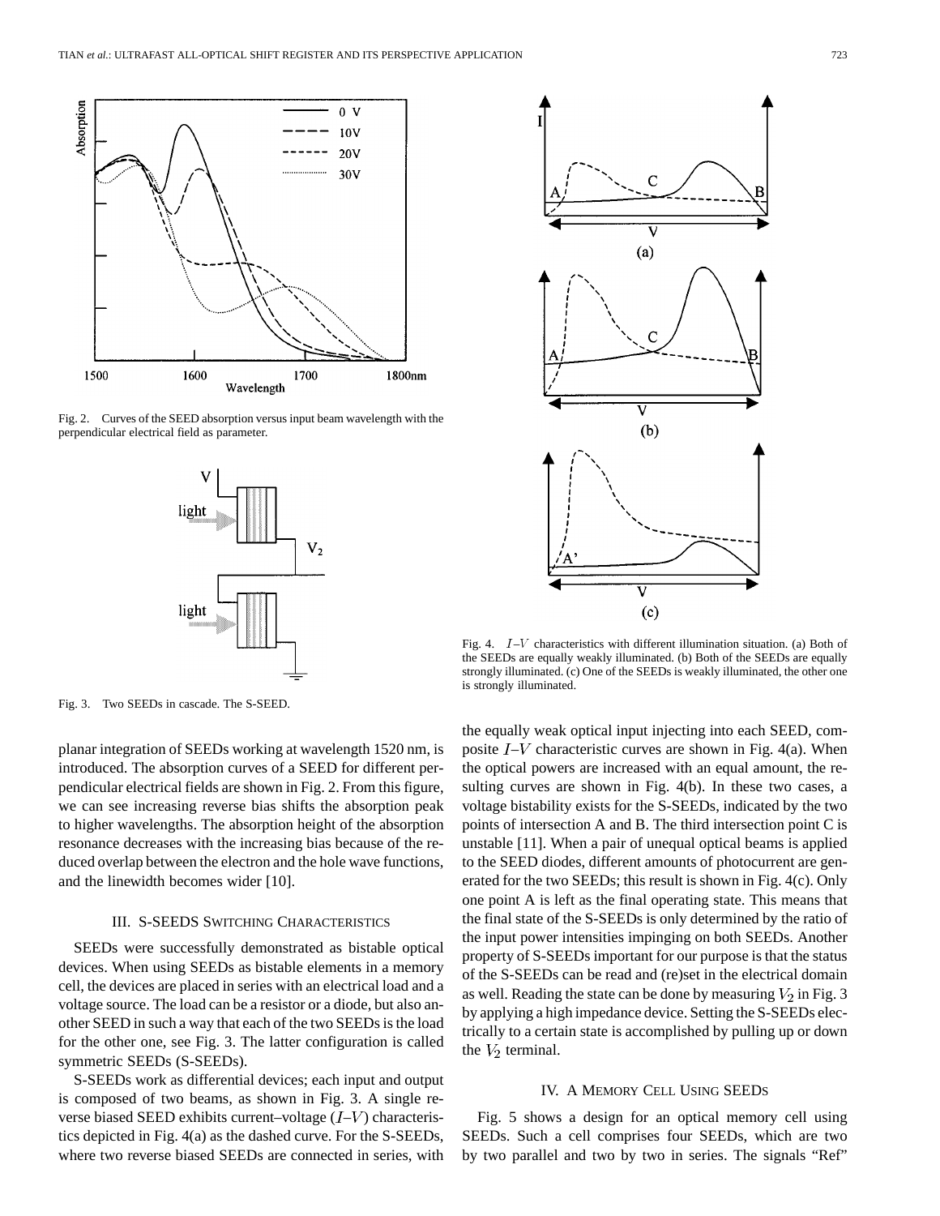Fig. 2. Curves of the SEED absorption versus input beam wavelength with the perpendicular electrical field as parameter.

Fig. 3. Two SEEDs in cascade. The S-SEED.

Fig. 4. $I$–$V$ characteristics with different illumination situation. (a) Both of the SEEDs are equally weakly illuminated. (b) Both of the SEEDs are equally strongly illuminated. (c) One of the SEEDs is weakly illuminated, the other one is strongly illuminated.

planar integration of SEEDs working at wavelength 1520 nm, is introduced. The absorption curves of a SEED for different perpendicular electrical fields are shown in Fig. 2. From this figure, we can see increasing reverse bias shifts the absorption peak to higher wavelengths. The absorption height of the absorption resonance decreases with the increasing bias because of the reduced overlap between the electron and the hole wave functions, and the linewidth becomes wider [10].

## III. S-SEEDs Switching Characteristics

SEEDs were successfully demonstrated as bistable optical devices. When using SEEDs as bistable elements in a memory cell, the devices are placed in series with an electrical load and a voltage source. The load can be a resistor or a diode, but another SEED in such a way that each of the two SEEDs is the load for the other one, see Fig. 3. The latter configuration is called symmetric SEEDs (S-SEEDs).

S-SEEDs work as differential devices; each input and output is composed of two beams, as shown in Fig. 3. A single reverse biased SEED exhibits current–voltage ($I$–$V$) characteristics depicted in Fig. 4(a) as the dashed curve. For the S-SEEDs, where two reverse biased SEEDs are connected in series, with the equally weak optical input injecting into each SEED, composite $I$–$V$ characteristic curves are shown in Fig. 4(a). When the optical powers are increased with an equal amount, the resulting curves are shown in Fig. 4(b). In these two cases, a voltage bistability exists for the S-SEEDs, indicated by the two points of intersection A and B. The third intersection point C is unstable [11]. When a pair of unequal optical beams is applied to the SEED diodes, different amounts of photocurrent are generated for the two SEEDs; this result is shown in Fig. 4(c). Only one point A is left as the final operating state. This means that the final state of the S-SEEDs is only determined by the ratio of the input power intensities impinging on both SEEDs. Another property of S-SEEDs important for our purpose is that the status of the S-SEEDs can be read and (re)set in the electrical domain as well. Reading the state can be done by measuring $V_2$ in Fig. 3 by applying a high impedance device. Setting the S-SEEDs electrically to a certain state is accomplished by pulling up or down the $V_2$ terminal.

## IV. A Memory Cell Using SEEDs

Fig. 5 shows a design for an optical memory cell using SEEDs. Such a cell comprises four SEEDs, which are two by two parallel and two by two in series. The signals "Ref"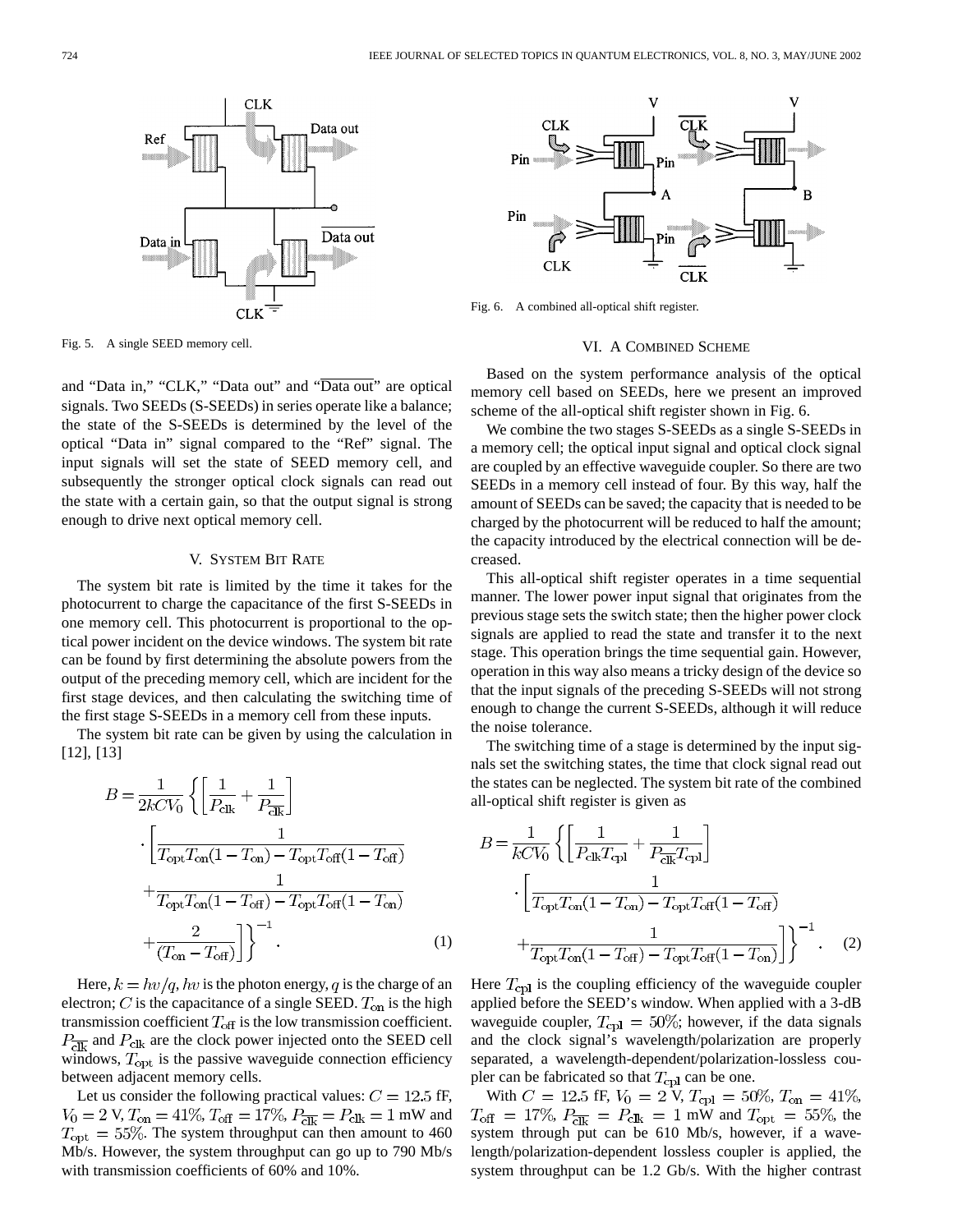Fig. 5. A single SEED memory cell.

and "Data in," "CLK," "Data out" and "$\overline{\text{Data out}}$" are optical signals. Two SEEDs (S-SEEDs) in series operate like a balance; the state of the S-SEEDs is determined by the level of the optical "Data in" signal compared to the "Ref" signal. The input signals will set the state of SEED memory cell, and subsequently the stronger optical clock signals can read out the state with a certain gain, so that the output signal is strong enough to drive next optical memory cell.

## V. System Bit Rate

The system bit rate is limited by the time it takes for the photocurrent to charge the capacitance of the first S-SEEDs in one memory cell. This photocurrent is proportional to the optical power incident on the device windows. The system bit rate can be found by first determining the absolute powers from the output of the preceding memory cell, which are incident for the first stage devices, and then calculating the switching time of the first stage S-SEEDs in a memory cell from these inputs.

The system bit rate can be given by using the calculation in [12], [13]

$$B = \frac{1}{2kCV_0}\left\{\left[\frac{1}{P_{\text{clk}}} + \frac{1}{P_{\overline{\text{clk}}}}\right] \cdot \left[\frac{1}{T_{\text{opt}}T_{\text{on}}(1-T_{\text{on}}) - T_{\text{opt}}T_{\text{off}}(1-T_{\text{off}})} + \frac{1}{T_{\text{opt}}T_{\text{on}}(1-T_{\text{off}}) - T_{\text{opt}}T_{\text{off}}(1-T_{\text{on}})} + \frac{2}{(T_{\text{on}} - T_{\text{off}})}\right]\right\}^{-1}. \quad (1)$$

Here, $k = h\nu/q$, $h\nu$ is the photon energy, $q$ is the charge of an electron; $C$ is the capacitance of a single SEED. $T_{\text{on}}$ is the high transmission coefficient $T_{\text{off}}$ is the low transmission coefficient. $P_{\overline{\text{clk}}}$ and $P_{\text{clk}}$ are the clock power injected onto the SEED cell windows, $T_{\text{opt}}$ is the passive waveguide connection efficiency between adjacent memory cells.

Let us consider the following practical values: $C = 12.5$ fF, $V_0 = 2$ V, $T_{\text{on}} = 41\%$, $T_{\text{off}} = 17\%$, $P_{\overline{\text{clk}}} = P_{\text{clk}} = 1$ mW and $T_{\text{opt}} = 55\%$. The system throughput can then amount to 460 Mb/s. However, the system throughput can go up to 790 Mb/s with transmission coefficients of 60% and 10%.

Fig. 6. A combined all-optical shift register.

## VI. A Combined Scheme

Based on the system performance analysis of the optical memory cell based on SEEDs, here we present an improved scheme of the all-optical shift register shown in Fig. 6.

We combine the two stages S-SEEDs as a single S-SEEDs in a memory cell; the optical input signal and optical clock signal are coupled by an effective waveguide coupler. So there are two SEEDs in a memory cell instead of four. By this way, half the amount of SEEDs can be saved; the capacity that is needed to be charged by the photocurrent will be reduced to half the amount; the capacity introduced by the electrical connection will be decreased.

This all-optical shift register operates in a time sequential manner. The lower power input signal that originates from the previous stage sets the switch state; then the higher power clock signals are applied to read the state and transfer it to the next stage. This operation brings the time sequential gain. However, operation in this way also means a tricky design of the device so that the input signals of the preceding S-SEEDs will not strong enough to change the current S-SEEDs, although it will reduce the noise tolerance.

The switching time of a stage is determined by the input signals set the switching states, the time that clock signal read out the states can be neglected. The system bit rate of the combined all-optical shift register is given as

$$B = \frac{1}{kCV_0}\left\{\left[\frac{1}{P_{\text{clk}}T_{\text{cpl}}} + \frac{1}{P_{\overline{\text{clk}}}T_{\text{cpl}}}\right] \cdot \left[\frac{1}{T_{\text{opt}}T_{\text{on}}(1-T_{\text{on}}) - T_{\text{opt}}T_{\text{off}}(1-T_{\text{off}})} + \frac{1}{T_{\text{opt}}T_{\text{on}}(1-T_{\text{off}}) - T_{\text{opt}}T_{\text{off}}(1-T_{\text{on}})}\right]\right\}^{-1}. \quad (2)$$

Here $T_{\text{cpl}}$ is the coupling efficiency of the waveguide coupler applied before the SEED's window. When applied with a 3-dB waveguide coupler, $T_{\text{cpl}} = 50\%$; however, if the data signals and the clock signal's wavelength/polarization are properly separated, a wavelength-dependent/polarization-lossless coupler can be fabricated so that $T_{\text{cpl}}$ can be one.

With $C = 12.5$ fF, $V_0 = 2$ V, $T_{\text{cpl}} = 50\%$, $T_{\text{on}} = 41\%$, $T_{\text{off}} = 17\%$, $P_{\overline{\text{clk}}} = P_{\text{clk}} = 1$ mW and $T_{\text{opt}} = 55\%$, the system through put can be 610 Mb/s, however, if a wavelength/polarization-dependent lossless coupler is applied, the system throughput can be 1.2 Gb/s. With the higher contrast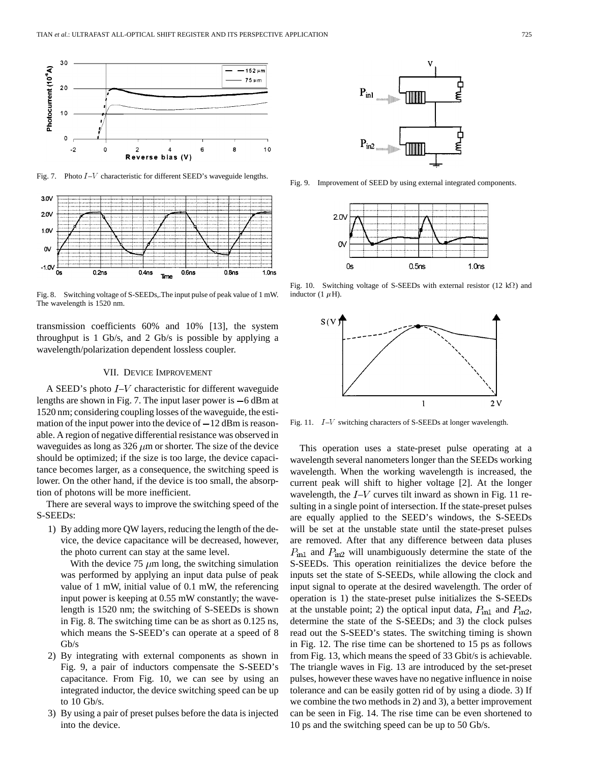Fig. 7. Photo $I$–$V$ characteristic for different SEED's waveguide lengths.

Fig. 8. Switching voltage of S-SEEDs,.The input pulse of peak value of 1 mW. The wavelength is 1520 nm.

transmission coefficients 60% and 10% [13], the system throughput is 1 Gb/s, and 2 Gb/s is possible by applying a wavelength/polarization dependent lossless coupler.

## VII. Device Improvement

A SEED's photo $I$–$V$ characteristic for different waveguide lengths are shown in Fig. 7. The input laser power is −6 dBm at 1520 nm; considering coupling losses of the waveguide, the estimation of the input power into the device of −12 dBm is reasonable. A region of negative differential resistance was observed in waveguides as long as 326 $\mu$m or shorter. The size of the device should be optimized; if the size is too large, the device capacitance becomes larger, as a consequence, the switching speed is lower. On the other hand, if the device is too small, the absorption of photons will be more inefficient.

There are several ways to improve the switching speed of the S-SEEDs:

1) By adding more QW layers, reducing the length of the device, the device capacitance will be decreased, however, the photo current can stay at the same level.

   With the device 75 $\mu$m long, the switching simulation was performed by applying an input data pulse of peak value of 1 mW, initial value of 0.1 mW, the referencing input power is keeping at 0.55 mW constantly; the wavelength is 1520 nm; the switching of S-SEEDs is shown in Fig. 8. The switching time can be as short as 0.125 ns, which means the S-SEED's can operate at a speed of 8 Gb/s

2) By integrating with external components as shown in Fig. 9, a pair of inductors compensate the S-SEED's capacitance. From Fig. 10, we can see by using an integrated inductor, the device switching speed can be up to 10 Gb/s.

3) By using a pair of preset pulses before the data is injected into the device.

Fig. 9. Improvement of SEED by using external integrated components.

Fig. 10. Switching voltage of S-SEEDs with external resistor (12 k$\Omega$) and inductor (1 $\mu$H).

Fig. 11. $I$–$V$ switching characters of S-SEEDs at longer wavelength.

This operation uses a state-preset pulse operating at a wavelength several nanometers longer than the SEEDs working wavelength. When the working wavelength is increased, the current peak will shift to higher voltage [2]. At the longer wavelength, the $I$–$V$ curves tilt inward as shown in Fig. 11 resulting in a single point of intersection. If the state-preset pulses are equally applied to the SEED's windows, the S-SEEDs will be set at the unstable state until the state-preset pulses are removed. After that any difference between data pluses $P_{in1}$ and $P_{in2}$ will unambiguously determine the state of the S-SEEDs. This operation reinitializes the device before the inputs set the state of S-SEEDs, while allowing the clock and input signal to operate at the desired wavelength. The order of operation is 1) the state-preset pulse initializes the S-SEEDs at the unstable point; 2) the optical input data, $P_{in1}$ and $P_{in2}$, determine the state of the S-SEEDs; and 3) the clock pulses read out the S-SEED's states. The switching timing is shown in Fig. 12. The rise time can be shortened to 15 ps as follows from Fig. 13, which means the speed of 33 Gbit/s is achievable. The triangle waves in Fig. 13 are introduced by the set-preset pulses, however these waves have no negative influence in noise tolerance and can be easily gotten rid of by using a diode. 3) If we combine the two methods in 2) and 3), a better improvement can be seen in Fig. 14. The rise time can be even shortened to 10 ps and the switching speed can be up to 50 Gb/s.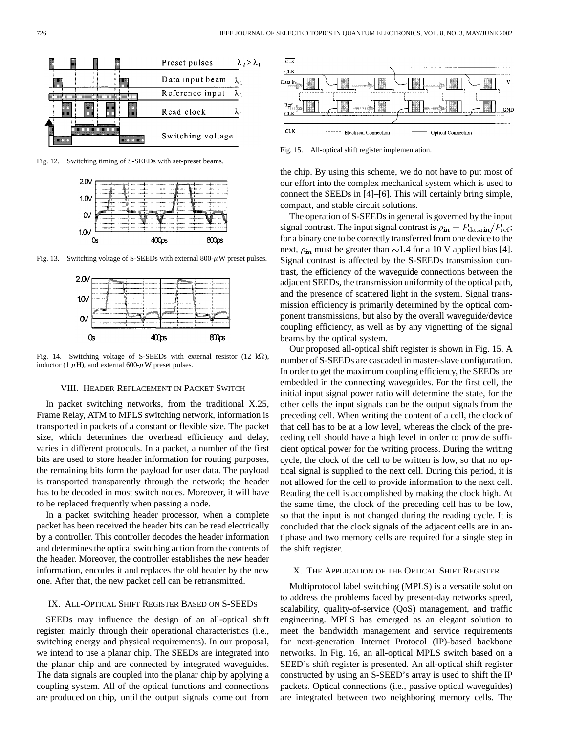Fig. 12. Switching timing of S-SEEDs with set-preset beams.

Fig. 13. Switching voltage of S-SEEDs with external 800-$\mu$W preset pulses.

Fig. 14. Switching voltage of S-SEEDs with external resistor (12 k$\Omega$), inductor (1 $\mu$H), and external 600-$\mu$W preset pulses.

## VIII. Header Replacement in Packet Switch

In packet switching networks, from the traditional X.25, Frame Relay, ATM to MPLS switching network, information is transported in packets of a constant or flexible size. The packet size, which determines the overhead efficiency and delay, varies in different protocols. In a packet, a number of the first bits are used to store header information for routing purposes, the remaining bits form the payload for user data. The payload is transported transparently through the network; the header has to be decoded in most switch nodes. Moreover, it will have to be replaced frequently when passing a node.

In a packet switching header processor, when a complete packet has been received the header bits can be read electrically by a controller. This controller decodes the header information and determines the optical switching action from the contents of the header. Moreover, the controller establishes the new header information, encodes it and replaces the old header by the new one. After that, the new packet cell can be retransmitted.

## IX. All-Optical Shift Register Based on S-SEEDs

SEEDs may influence the design of an all-optical shift register, mainly through their operational characteristics (i.e., switching energy and physical requirements). In our proposal, we intend to use a planar chip. The SEEDs are integrated into the planar chip and are connected by integrated waveguides. The data signals are coupled into the planar chip by applying a coupling system. All of the optical functions and connections are produced on chip, until the output signals come out from the chip. By using this scheme, we do not have to put most of our effort into the complex mechanical system which is used to connect the SEEDs in [4]–[6]. This will certainly bring simple, compact, and stable circuit solutions.

Fig. 15. All-optical shift register implementation.

The operation of S-SEEDs in general is governed by the input signal contrast. The input signal contrast is $\rho_{\text{in}} = P_{\text{data in}}/P_{\text{ref}}$; for a binary one to be correctly transferred from one device to the next, $\rho_{\text{in}}$ must be greater than $\sim$1.4 for a 10 V applied bias [4]. Signal contrast is affected by the S-SEEDs transmission contrast, the efficiency of the waveguide connections between the adjacent SEEDs, the transmission uniformity of the optical path, and the presence of scattered light in the system. Signal transmission efficiency is primarily determined by the optical component transmissions, but also by the overall waveguide/device coupling efficiency, as well as by any vignetting of the signal beams by the optical system.

Our proposed all-optical shift register is shown in Fig. 15. A number of S-SEEDs are cascaded in master-slave configuration. In order to get the maximum coupling efficiency, the SEEDs are embedded in the connecting waveguides. For the first cell, the initial input signal power ratio will determine the state, for the other cells the input signals can be the output signals from the preceding cell. When writing the content of a cell, the clock of that cell has to be at a low level, whereas the clock of the preceding cell should have a high level in order to provide sufficient optical power for the writing process. During the writing cycle, the clock of the cell to be written is low, so that no optical signal is supplied to the next cell. During this period, it is not allowed for the cell to provide information to the next cell. Reading the cell is accomplished by making the clock high. At the same time, the clock of the preceding cell has to be low, so that the input is not changed during the reading cycle. It is concluded that the clock signals of the adjacent cells are in antiphase and two memory cells are required for a single step in the shift register.

## X. The Application of the Optical Shift Register

Multiprotocol label switching (MPLS) is a versatile solution to address the problems faced by present-day networks speed, scalability, quality-of-service (QoS) management, and traffic engineering. MPLS has emerged as an elegant solution to meet the bandwidth management and service requirements for next-generation Internet Protocol (IP)-based backbone networks. In Fig. 16, an all-optical MPLS switch based on a SEED's shift register is presented. An all-optical shift register constructed by using an S-SEED's array is used to shift the IP packets. Optical connections (i.e., passive optical waveguides) are integrated between two neighboring memory cells. The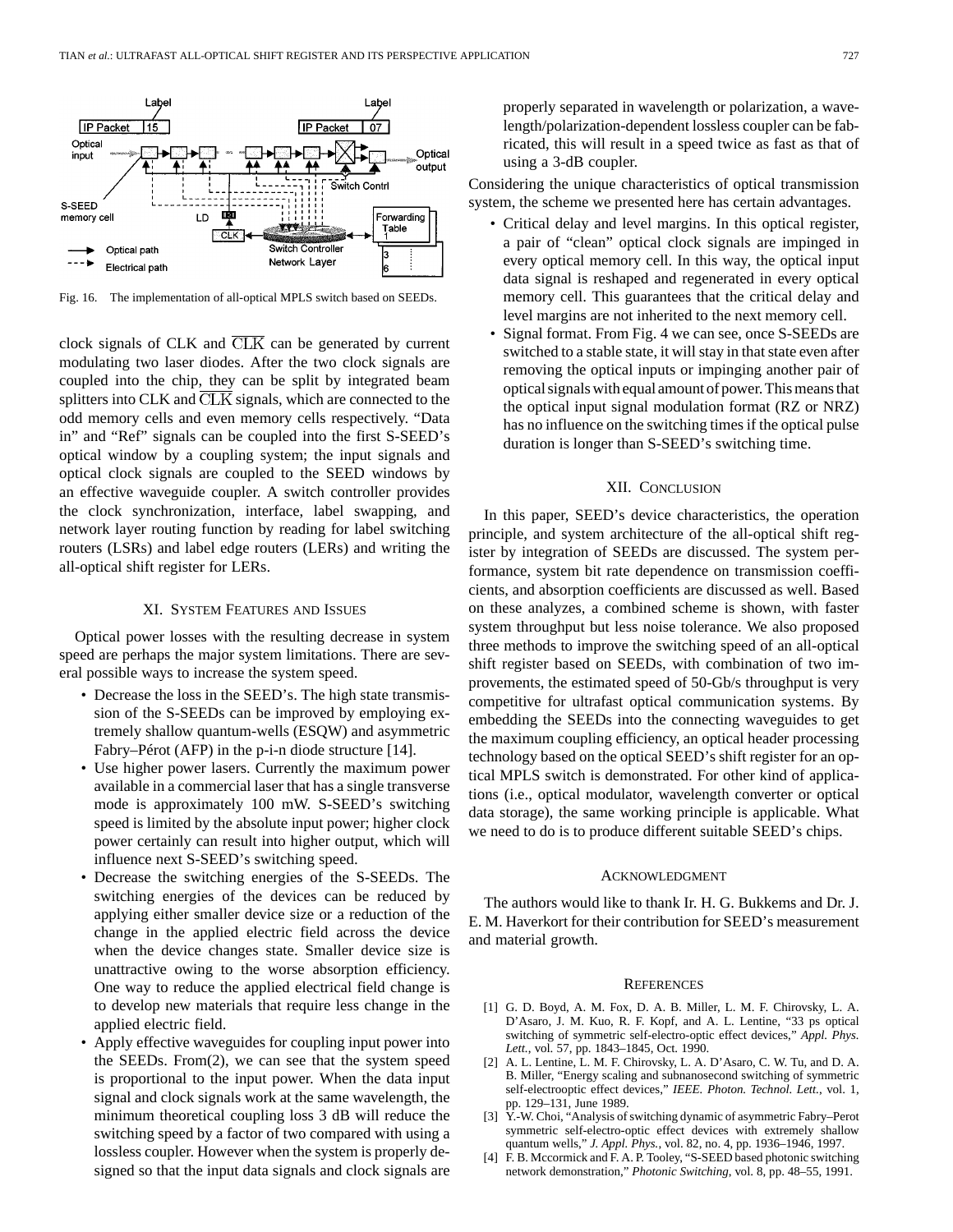Label

IP Packet 15

Label

IP Packet 07

Optical input

Optical output

Switch Contrl

S-SEED memory cell

LD

CLK

Forwarding Table

1

3

6

Switch Controller

Network Layer

Optical path

Electrical path

Fig. 16. The implementation of all-optical MPLS switch based on SEEDs.

clock signals of CLK and $\overline{\text{CLK}}$ can be generated by current modulating two laser diodes. After the two clock signals are coupled into the chip, they can be split by integrated beam splitters into CLK and $\overline{\text{CLK}}$ signals, which are connected to the odd memory cells and even memory cells respectively. "Data in" and "Ref" signals can be coupled into the first S-SEED's optical window by a coupling system; the input signals and optical clock signals are coupled to the SEED windows by an effective waveguide coupler. A switch controller provides the clock synchronization, interface, label swapping, and network layer routing function by reading for label switching routers (LSRs) and label edge routers (LERs) and writing the all-optical shift register for LERs.

## XI. System Features and Issues

Optical power losses with the resulting decrease in system speed are perhaps the major system limitations. There are several possible ways to increase the system speed.

- Decrease the loss in the SEED's. The high state transmission of the S-SEEDs can be improved by employing extremely shallow quantum-wells (ESQW) and asymmetric Fabry–Pérot (AFP) in the p-i-n diode structure [14].
- Use higher power lasers. Currently the maximum power available in a commercial laser that has a single transverse mode is approximately 100 mW. S-SEED's switching speed is limited by the absolute input power; higher clock power certainly can result into higher output, which will influence next S-SEED's switching speed.
- Decrease the switching energies of the S-SEEDs. The switching energies of the devices can be reduced by applying either smaller device size or a reduction of the change in the applied electric field across the device when the device changes state. Smaller device size is unattractive owing to the worse absorption efficiency. One way to reduce the applied electrical field change is to develop new materials that require less change in the applied electric field.
- Apply effective waveguides for coupling input power into the SEEDs. From(2), we can see that the system speed is proportional to the input power. When the data input signal and clock signals work at the same wavelength, the minimum theoretical coupling loss 3 dB will reduce the switching speed by a factor of two compared with using a lossless coupler. However when the system is properly designed so that the input data signals and clock signals are properly separated in wavelength or polarization, a wavelength/polarization-dependent lossless coupler can be fabricated, this will result in a speed twice as fast as that of using a 3-dB coupler.

Considering the unique characteristics of optical transmission system, the scheme we presented here has certain advantages.

- Critical delay and level margins. In this optical register, a pair of "clean" optical clock signals are impinged in every optical memory cell. In this way, the optical input data signal is reshaped and regenerated in every optical memory cell. This guarantees that the critical delay and level margins are not inherited to the next memory cell.
- Signal format. From Fig. 4 we can see, once S-SEEDs are switched to a stable state, it will stay in that state even after removing the optical inputs or impinging another pair of optical signals with equal amount of power. This means that the optical input signal modulation format (RZ or NRZ) has no influence on the switching times if the optical pulse duration is longer than S-SEED's switching time.

## XII. Conclusion

In this paper, SEED's device characteristics, the operation principle, and system architecture of the all-optical shift register by integration of SEEDs are discussed. The system performance, system bit rate dependence on transmission coefficients, and absorption coefficients are discussed as well. Based on these analyzes, a combined scheme is shown, with faster system throughput but less noise tolerance. We also proposed three methods to improve the switching speed of an all-optical shift register based on SEEDs, with combination of two improvements, the estimated speed of 50-Gb/s throughput is very competitive for ultrafast optical communication systems. By embedding the SEEDs into the connecting waveguides to get the maximum coupling efficiency, an optical header processing technology based on the optical SEED's shift register for an optical MPLS switch is demonstrated. For other kind of applications (i.e., optical modulator, wavelength converter or optical data storage), the same working principle is applicable. What we need to do is to produce different suitable SEED's chips.

## Acknowledgment

The authors would like to thank Ir. H. G. Bukkems and Dr. J. E. M. Haverkort for their contribution for SEED's measurement and material growth.

## References

[1] G. D. Boyd, A. M. Fox, D. A. B. Miller, L. M. F. Chirovsky, L. A. D'Asaro, J. M. Kuo, R. F. Kopf, and A. L. Lentine, "33 ps optical switching of symmetric self-electro-optic effect devices," *Appl. Phys. Lett.*, vol. 57, pp. 1843–1845, Oct. 1990.

[2] A. L. Lentine, L. M. F. Chirovsky, L. A. D'Asaro, C. W. Tu, and D. A. B. Miller, "Energy scaling and subnanosecond switching of symmetric self-electrooptic effect devices," *IEEE. Photon. Technol. Lett.*, vol. 1, pp. 129–131, June 1989.

[3] Y.-W. Choi, "Analysis of switching dynamic of asymmetric Fabry–Perot symmetric self-electro-optic effect devices with extremely shallow quantum wells," *J. Appl. Phys.*, vol. 82, no. 4, pp. 1936–1946, 1997.

[4] F. B. Mccormick and F. A. P. Tooley, "S-SEED based photonic switching network demonstration," *Photonic Switching*, vol. 8, pp. 48–55, 1991.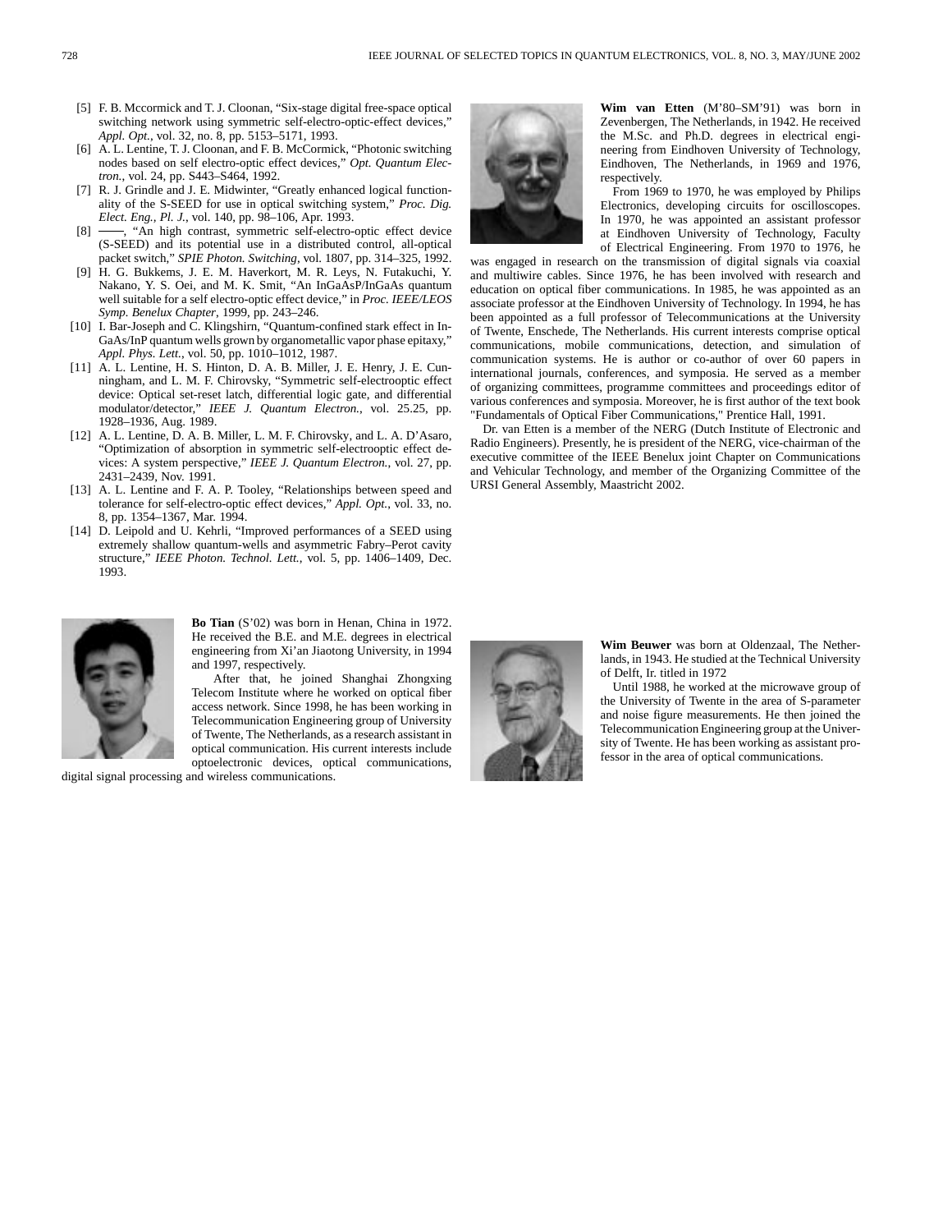[5] F. B. Mccormick and T. J. Cloonan, "Six-stage digital free-space optical switching network using symmetric self-electro-optic-effect devices," *Appl. Opt.*, vol. 32, no. 8, pp. 5153–5171, 1993.

[6] A. L. Lentine, T. J. Cloonan, and F. B. McCormick, "Photonic switching nodes based on self electro-optic effect devices," *Opt. Quantum Electron.*, vol. 24, pp. S443–S464, 1992.

[7] R. J. Grindle and J. E. Midwinter, "Greatly enhanced logical functionality of the S-SEED for use in optical switching system," *Proc. Dig. Elect. Eng., Pl. J.*, vol. 140, pp. 98–106, Apr. 1993.

[8] ——, "An high contrast, symmetric self-electro-optic effect device (S-SEED) and its potential use in a distributed control, all-optical packet switch," *SPIE Photon. Switching*, vol. 1807, pp. 314–325, 1992.

[9] H. G. Bukkems, J. E. M. Haverkort, M. R. Leys, N. Futakuchi, Y. Nakano, Y. S. Oei, and M. K. Smit, "An InGaAsP/InGaAs quantum well suitable for a self electro-optic effect device," in *Proc. IEEE/LEOS Symp. Benelux Chapter*, 1999, pp. 243–246.

[10] I. Bar-Joseph and C. Klingshirn, "Quantum-confined stark effect in InGaAs/InP quantum wells grown by organometallic vapor phase epitaxy," *Appl. Phys. Lett.*, vol. 50, pp. 1010–1012, 1987.

[11] A. L. Lentine, H. S. Hinton, D. A. B. Miller, J. E. Henry, J. E. Cunningham, and L. M. F. Chirovsky, "Symmetric self-electrooptic effect device: Optical set-reset latch, differential logic gate, and differential modulator/detector," *IEEE J. Quantum Electron.*, vol. 25.25, pp. 1928–1936, Aug. 1989.

[12] A. L. Lentine, D. A. B. Miller, L. M. F. Chirovsky, and L. A. D'Asaro, "Optimization of absorption in symmetric self-electrooptic effect devices: A system perspective," *IEEE J. Quantum Electron.*, vol. 27, pp. 2431–2439, Nov. 1991.

[13] A. L. Lentine and F. A. P. Tooley, "Relationships between speed and tolerance for self-electro-optic effect devices," *Appl. Opt.*, vol. 33, no. 8, pp. 1354–1367, Mar. 1994.

[14] D. Leipold and U. Kehrli, "Improved performances of a SEED using extremely shallow quantum-wells and asymmetric Fabry–Perot cavity structure," *IEEE Photon. Technol. Lett.*, vol. 5, pp. 1406–1409, Dec. 1993.

**Bo Tian** (S'02) was born in Henan, China in 1972. He received the B.E. and M.E. degrees in electrical engineering from Xi'an Jiaotong University, in 1994 and 1997, respectively.

After that, he joined Shanghai Zhongxing Telecom Institute where he worked on optical fiber access network. Since 1998, he has been working in Telecommunication Engineering group of University of Twente, The Netherlands, as a research assistant in optical communication. His current interests include optoelectronic devices, optical communications, digital signal processing and wireless communications.

**Wim van Etten** (M'80–SM'91) was born in Zevenbergen, The Netherlands, in 1942. He received the M.Sc. and Ph.D. degrees in electrical engineering from Eindhoven University of Technology, Eindhoven, The Netherlands, in 1969 and 1976, respectively.

From 1969 to 1970, he was employed by Philips Electronics, developing circuits for oscilloscopes. In 1970, he was appointed an assistant professor at Eindhoven University of Technology, Faculty of Electrical Engineering. From 1970 to 1976, he was engaged in research on the transmission of digital signals via coaxial and multiwire cables. Since 1976, he has been involved with research and education on optical fiber communications. In 1985, he was appointed as an associate professor at the Eindhoven University of Technology. In 1994, he has been appointed as a full professor of Telecommunications at the University of Twente, Enschede, The Netherlands. His current interests comprise optical communications, mobile communications, detection, and simulation of communication systems. He is author or co-author of over 60 papers in international journals, conferences, and symposia. He served as a member of organizing committees, programme committees and proceedings editor of various conferences and symposia. Moreover, he is first author of the text book "Fundamentals of Optical Fiber Communications," Prentice Hall, 1991.

Dr. van Etten is a member of the NERG (Dutch Institute of Electronic and Radio Engineers). Presently, he is president of the NERG, vice-chairman of the executive committee of the IEEE Benelux joint Chapter on Communications and Vehicular Technology, and member of the Organizing Committee of the URSI General Assembly, Maastricht 2002.

**Wim Beuwer** was born at Oldenzaal, The Netherlands, in 1943. He studied at the Technical University of Delft, Ir. titled in 1972

Until 1988, he worked at the microwave group of the University of Twente in the area of S-parameter and noise figure measurements. He then joined the Telecommunication Engineering group at the University of Twente. He has been working as assistant professor in the area of optical communications.